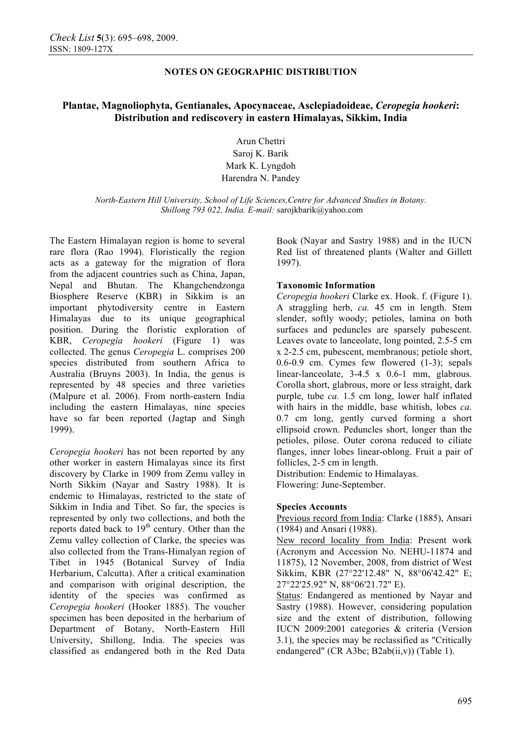NOTES ON GEOGRAPHIC DISTRIBUTION

# Plantae, Magnoliophyta, Gentianales, Apocynaceae, Asclepiadoideae, *Ceropegia hookeri*: Distribution and rediscovery in eastern Himalayas, Sikkim, India

Arun Chettri
Saroj K. Barik
Mark K. Lyngdoh
Harendra N. Pandey

*North-Eastern Hill University, School of Life Sciences,Centre for Advanced Studies in Botany. Shillong 793 022, India. E-mail:* sarojkbarik@yahoo.com

The Eastern Himalayan region is home to several rare flora (Rao 1994). Floristically the region acts as a gateway for the migration of flora from the adjacent countries such as China, Japan, Nepal and Bhutan. The Khangchendzonga Biosphere Reserve (KBR) in Sikkim is an important phytodiversity centre in Eastern Himalayas due to its unique geographical position. During the floristic exploration of KBR, *Ceropegia hookeri* (Figure 1) was collected. The genus *Ceropegia* L. comprises 200 species distributed from southern Africa to Australia (Bruyns 2003). In India, the genus is represented by 48 species and three varieties (Malpure et al. 2006). From north-eastern India including the eastern Himalayas, nine species have so far been reported (Jagtap and Singh 1999).

*Ceropegia hookeri* has not been reported by any other worker in eastern Himalayas since its first discovery by Clarke in 1909 from Zemu valley in North Sikkim (Nayar and Sastry 1988). It is endemic to Himalayas, restricted to the state of Sikkim in India and Tibet. So far, the species is represented by only two collections, and both the reports dated back to 19th century. Other than the Zemu valley collection of Clarke, the species was also collected from the Trans-Himalyan region of Tibet in 1945 (Botanical Survey of India Herbarium, Calcutta). After a critical examination and comparison with original description, the identity of the species was confirmed as *Ceropegia hookeri* (Hooker 1885). The voucher specimen has been deposited in the herbarium of Department of Botany, North-Eastern Hill University, Shillong, India. The species was classified as endangered both in the Red Data Book (Nayar and Sastry 1988) and in the IUCN Red list of threatened plants (Walter and Gillett 1997).

### Taxonomic Information

*Ceropegia hookeri* Clarke ex. Hook. f. (Figure 1). A straggling herb, *ca.* 45 cm in length. Stem slender, softly woody; petioles, lamina on both surfaces and peduncles are sparsely pubescent. Leaves ovate to lanceolate, long pointed, 2.5-5 cm x 2-2.5 cm, pubescent, membranous; petiole short, 0.6-0.9 cm. Cymes few flowered (1-3); sepals linear-lanceolate, 3-4.5 x 0.6-1 mm, glabrous. Corolla short, glabrous, more or less straight, dark purple, tube *ca.* 1.5 cm long, lower half inflated with hairs in the middle, base whitish, lobes *ca.* 0.7 cm long, gently curved forming a short ellipsoid crown. Peduncles short, longer than the petioles, pilose. Outer corona reduced to ciliate flanges, inner lobes linear-oblong. Fruit a pair of follicles, 2-5 cm in length.
Distribution: Endemic to Himalayas.
Flowering: June-September.

### Species Accounts

Previous record from India: Clarke (1885), Ansari (1984) and Ansari (1988).

New record locality from India: Present work (Acronym and Accession No. NEHU-11874 and 11875), 12 November, 2008, from district of West Sikkim, KBR (27°22'12.48" N, 88°06'42.42" E; 27°22'25.92" N, 88°06'21.72" E).

Status: Endangered as mentioned by Nayar and Sastry (1988). However, considering population size and the extent of distribution, following IUCN 2009:2001 categories & criteria (Version 3.1), the species may be reclassified as "Critically endangered" (CR A3bc; B2ab(ii,v)) (Table 1).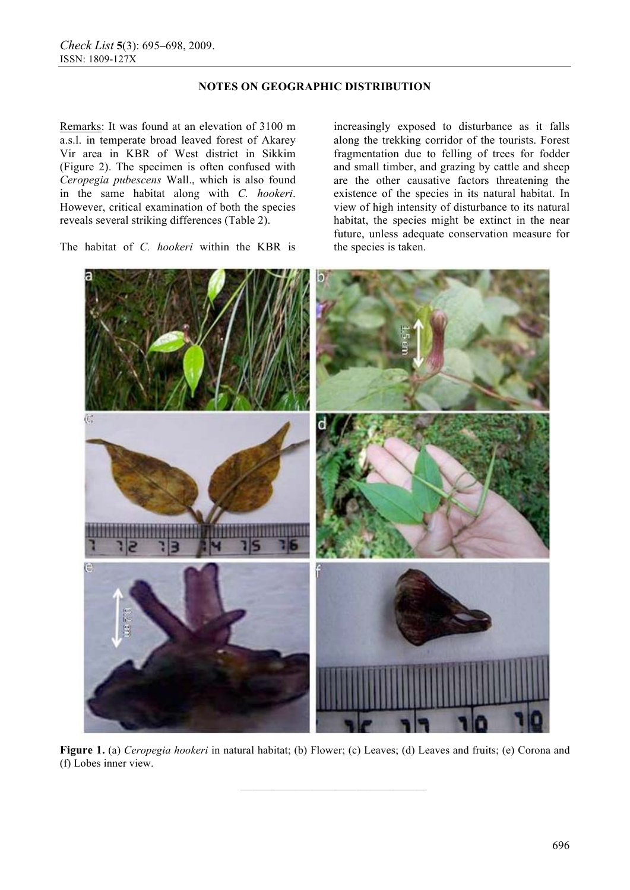Remarks: It was found at an elevation of 3100 m a.s.l. in temperate broad leaved forest of Akarey Vir area in KBR of West district in Sikkim (Figure 2). The specimen is often confused with *Ceropegia pubescens* Wall., which is also found in the same habitat along with *C. hookeri*. However, critical examination of both the species reveals several striking differences (Table 2).

The habitat of *C. hookeri* within the KBR is increasingly exposed to disturbance as it falls along the trekking corridor of the tourists. Forest fragmentation due to felling of trees for fodder and small timber, and grazing by cattle and sheep are the other causative factors threatening the existence of the species in its natural habitat. In view of high intensity of disturbance to its natural habitat, the species might be extinct in the near future, unless adequate conservation measure for the species is taken.

**Figure 1.** (a) *Ceropegia hookeri* in natural habitat; (b) Flower; (c) Leaves; (d) Leaves and fruits; (e) Corona and (f) Lobes inner view.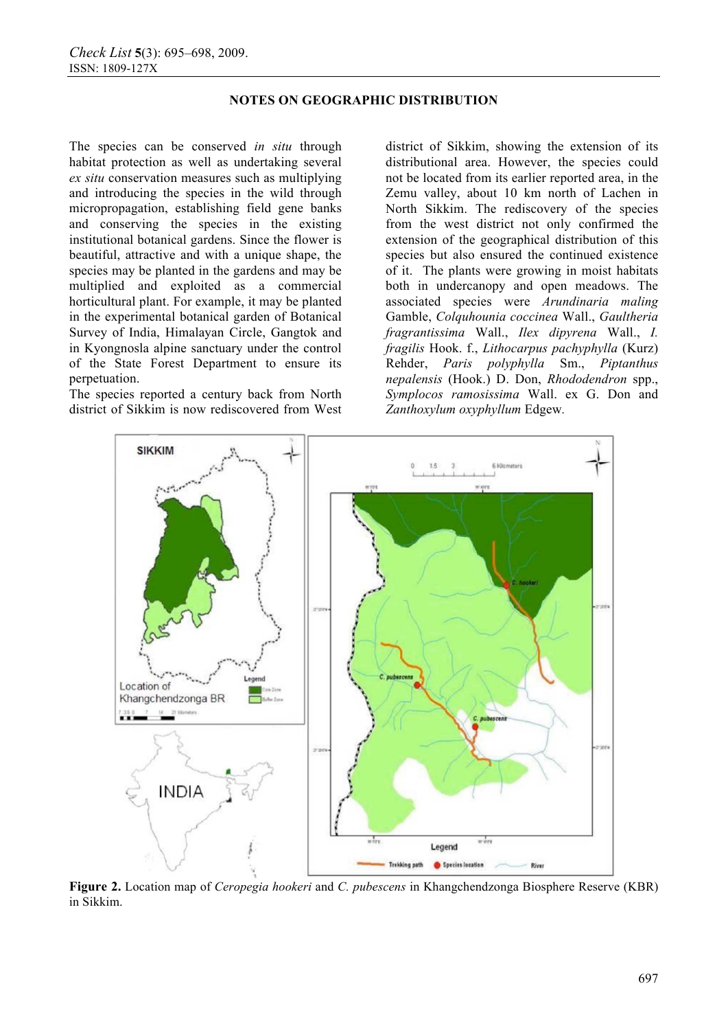The species can be conserved *in situ* through habitat protection as well as undertaking several *ex situ* conservation measures such as multiplying and introducing the species in the wild through micropropagation, establishing field gene banks and conserving the species in the existing institutional botanical gardens. Since the flower is beautiful, attractive and with a unique shape, the species may be planted in the gardens and may be multiplied and exploited as a commercial horticultural plant. For example, it may be planted in the experimental botanical garden of Botanical Survey of India, Himalayan Circle, Gangtok and in Kyongnosla alpine sanctuary under the control of the State Forest Department to ensure its perpetuation.

The species reported a century back from North district of Sikkim is now rediscovered from West district of Sikkim, showing the extension of its distributional area. However, the species could not be located from its earlier reported area, in the Zemu valley, about 10 km north of Lachen in North Sikkim. The rediscovery of the species from the west district not only confirmed the extension of the geographical distribution of this species but also ensured the continued existence of it. The plants were growing in moist habitats both in undercanopy and open meadows. The associated species were *Arundinaria maling* Gamble, *Colquhounia coccinea* Wall., *Gaultheria fragrantissima* Wall., *Ilex dipyrena* Wall., *I. fragilis* Hook. f., *Lithocarpus pachyphylla* (Kurz) Rehder, *Paris polyphylla* Sm., *Piptanthus nepalensis* (Hook.) D. Don, *Rhododendron* spp., *Symplocos ramosissima* Wall. ex G. Don and *Zanthoxylum oxyphyllum* Edgew.

**Figure 2.** Location map of *Ceropegia hookeri* and *C. pubescens* in Khangchendzonga Biosphere Reserve (KBR) in Sikkim.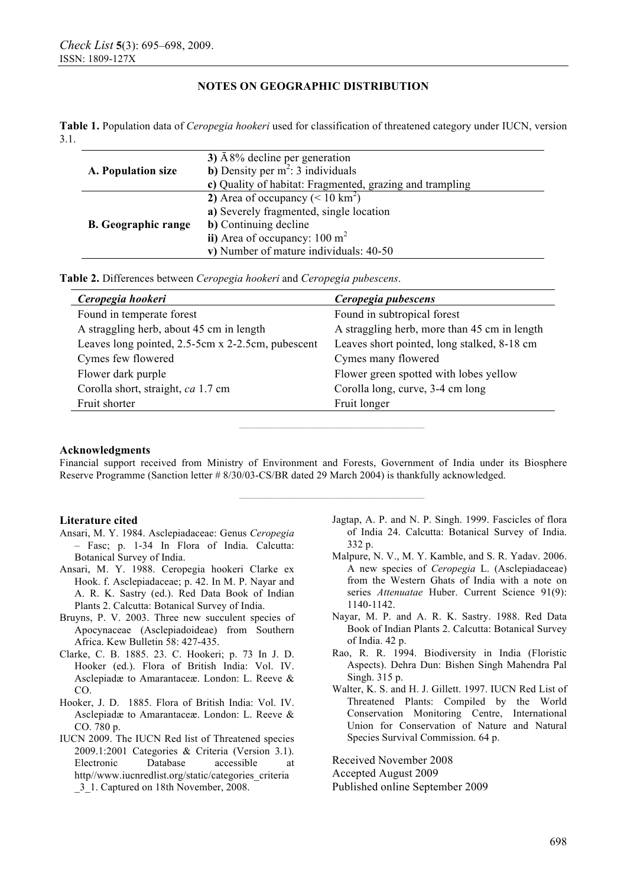## NOTES ON GEOGRAPHIC DISTRIBUTION

**Table 1.** Population data of *Ceropegia hookeri* used for classification of threatened category under IUCN, version 3.1.

| | |
|---|---|
| **A. Population size** | **3)** Ā8% decline per generation<br>**b)** Density per $m^2$: 3 individuals<br>**c)** Quality of habitat: Fragmented, grazing and trampling |
| **B. Geographic range** | **2)** Area of occupancy (< 10 $km^2$)<br>**a)** Severely fragmented, single location<br>**b)** Continuing decline<br>**ii)** Area of occupancy: 100 $m^2$<br>**v)** Number of mature individuals: 40-50 |

**Table 2.** Differences between *Ceropegia hookeri* and *Ceropegia pubescens*.

| ***Ceropegia hookeri*** | ***Ceropegia pubescens*** |
|---|---|
| Found in temperate forest | Found in subtropical forest |
| A straggling herb, about 45 cm in length | A straggling herb, more than 45 cm in length |
| Leaves long pointed, 2.5-5cm x 2-2.5cm, pubescent | Leaves short pointed, long stalked, 8-18 cm |
| Cymes few flowered | Cymes many flowered |
| Flower dark purple | Flower green spotted with lobes yellow |
| Corolla short, straight, *ca* 1.7 cm | Corolla long, curve, 3-4 cm long |
| Fruit shorter | Fruit longer |

### Acknowledgments

Financial support received from Ministry of Environment and Forests, Government of India under its Biosphere Reserve Programme (Sanction letter # 8/30/03-CS/BR dated 29 March 2004) is thankfully acknowledged.

### Literature cited

Ansari, M. Y. 1984. Asclepiadaceae: Genus *Ceropegia* – Fasc; p. 1-34 In Flora of India. Calcutta: Botanical Survey of India.

Ansari, M. Y. 1988. Ceropegia hookeri Clarke ex Hook. f. Asclepiadaceae; p. 42. In M. P. Nayar and A. R. K. Sastry (ed.). Red Data Book of Indian Plants 2. Calcutta: Botanical Survey of India.

Bruyns, P. V. 2003. Three new succulent species of Apocynaceae (Asclepiadoideae) from Southern Africa. Kew Bulletin 58: 427-435.

Clarke, C. B. 1885. 23. C. Hookeri; p. 73 In J. D. Hooker (ed.). Flora of British India: Vol. IV. Asclepiadæ to Amarantaceæ. London: L. Reeve & CO.

Hooker, J. D. 1885. Flora of British India: Vol. IV. Asclepiadæ to Amarantaceæ. London: L. Reeve & CO. 780 p.

IUCN 2009. The IUCN Red list of Threatened species 2009.1:2001 Categories & Criteria (Version 3.1). Electronic Database accessible at http//www.iucnredlist.org/static/categories_criteria_3_1. Captured on 18th November, 2008.

Jagtap, A. P. and N. P. Singh. 1999. Fascicles of flora of India 24. Calcutta: Botanical Survey of India. 332 p.

Malpure, N. V., M. Y. Kamble, and S. R. Yadav. 2006. A new species of *Ceropegia* L. (Asclepiadaceae) from the Western Ghats of India with a note on series *Attenuatae* Huber. Current Science 91(9): 1140-1142.

Nayar, M. P. and A. R. K. Sastry. 1988. Red Data Book of Indian Plants 2. Calcutta: Botanical Survey of India. 42 p.

Rao, R. R. 1994. Biodiversity in India (Floristic Aspects). Dehra Dun: Bishen Singh Mahendra Pal Singh. 315 p.

Walter, K. S. and H. J. Gillett. 1997. IUCN Red List of Threatened Plants: Compiled by the World Conservation Monitoring Centre, International Union for Conservation of Nature and Natural Species Survival Commission. 64 p.

Received November 2008
Accepted August 2009
Published online September 2009